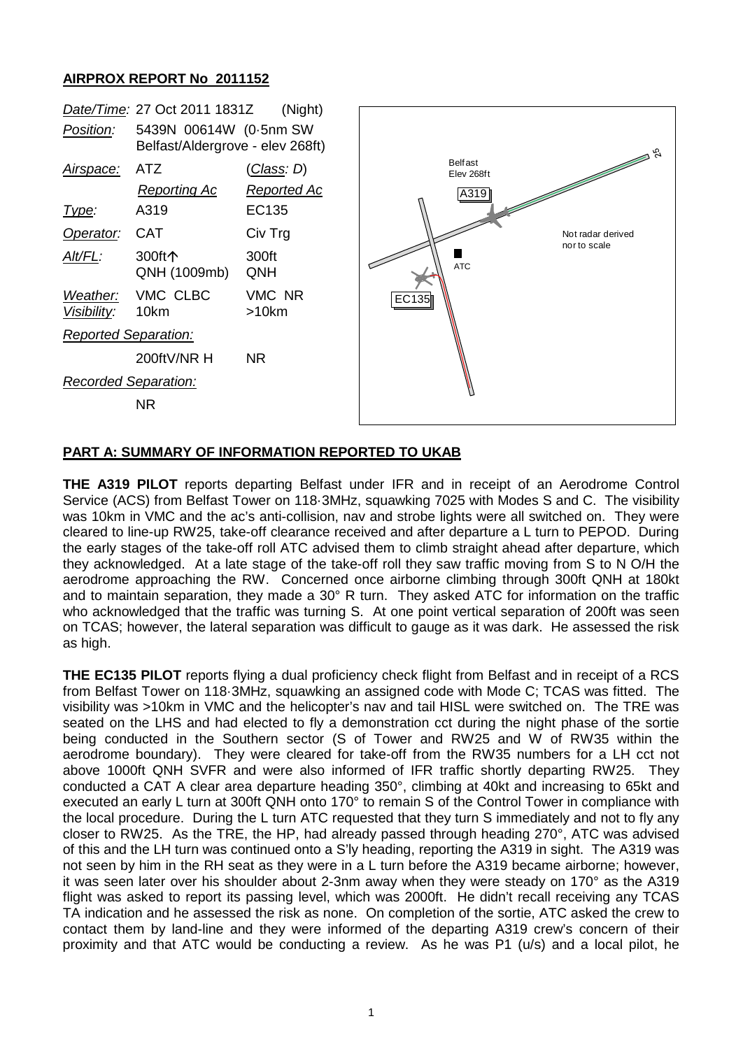# AIRPROX REPORT No 2011152

| | | |
|---|---|---|
| *Date/Time:* | 27 Oct 2011 1831Z | (Night) |
| *Position:* | 5439N 00614W (0·5nm SW Belfast/Aldergrove - elev 268ft) | |
| *Airspace:* | ATZ | (*Class*: *D*) |
| | *Reporting Ac* | *Reported Ac* |
| *Type:* | A319 | EC135 |
| *Operator:* | CAT | Civ Trg |
| *Alt/FL:* | 300ft↑ QNH (1009mb) | 300ft QNH |
| *Weather:* | VMC CLBC | VMC NR |
| *Visibility:* | 10km | >10km |
| *Reported Separation:* | | |
| | 200ftV/NR H | NR |
| *Recorded Separation:* | | |
| | NR | |

Belfast Elev 268ft

A319

ATC

EC135

25

Not radar derived nor to scale

## PART A: SUMMARY OF INFORMATION REPORTED TO UKAB

**THE A319 PILOT** reports departing Belfast under IFR and in receipt of an Aerodrome Control Service (ACS) from Belfast Tower on 118·3MHz, squawking 7025 with Modes S and C. The visibility was 10km in VMC and the ac's anti-collision, nav and strobe lights were all switched on. They were cleared to line-up RW25, take-off clearance received and after departure a L turn to PEPOD. During the early stages of the take-off roll ATC advised them to climb straight ahead after departure, which they acknowledged. At a late stage of the take-off roll they saw traffic moving from S to N O/H the aerodrome approaching the RW. Concerned once airborne climbing through 300ft QNH at 180kt and to maintain separation, they made a 30° R turn. They asked ATC for information on the traffic who acknowledged that the traffic was turning S. At one point vertical separation of 200ft was seen on TCAS; however, the lateral separation was difficult to gauge as it was dark. He assessed the risk as high.

**THE EC135 PILOT** reports flying a dual proficiency check flight from Belfast and in receipt of a RCS from Belfast Tower on 118·3MHz, squawking an assigned code with Mode C; TCAS was fitted. The visibility was >10km in VMC and the helicopter's nav and tail HISL were switched on. The TRE was seated on the LHS and had elected to fly a demonstration cct during the night phase of the sortie being conducted in the Southern sector (S of Tower and RW25 and W of RW35 within the aerodrome boundary). They were cleared for take-off from the RW35 numbers for a LH cct not above 1000ft QNH SVFR and were also informed of IFR traffic shortly departing RW25. They conducted a CAT A clear area departure heading 350°, climbing at 40kt and increasing to 65kt and executed an early L turn at 300ft QNH onto 170° to remain S of the Control Tower in compliance with the local procedure. During the L turn ATC requested that they turn S immediately and not to fly any closer to RW25. As the TRE, the HP, had already passed through heading 270°, ATC was advised of this and the LH turn was continued onto a S'ly heading, reporting the A319 in sight. The A319 was not seen by him in the RH seat as they were in a L turn before the A319 became airborne; however, it was seen later over his shoulder about 2-3nm away when they were steady on 170° as the A319 flight was asked to report its passing level, which was 2000ft. He didn't recall receiving any TCAS TA indication and he assessed the risk as none. On completion of the sortie, ATC asked the crew to contact them by land-line and they were informed of the departing A319 crew's concern of their proximity and that ATC would be conducting a review. As he was P1 (u/s) and a local pilot, he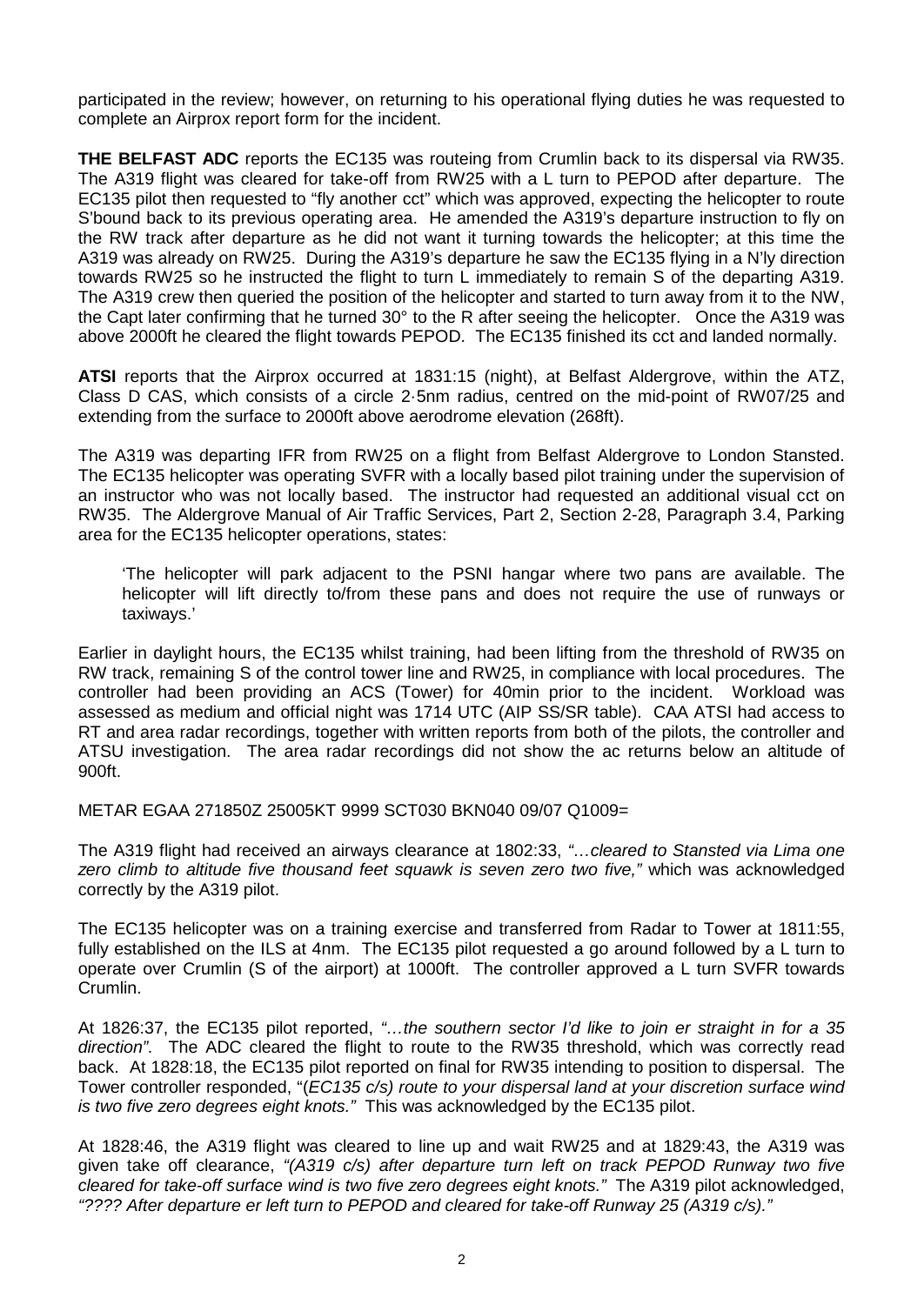participated in the review; however, on returning to his operational flying duties he was requested to complete an Airprox report form for the incident.

**THE BELFAST ADC** reports the EC135 was routeing from Crumlin back to its dispersal via RW35. The A319 flight was cleared for take-off from RW25 with a L turn to PEPOD after departure. The EC135 pilot then requested to "fly another cct" which was approved, expecting the helicopter to route S'bound back to its previous operating area. He amended the A319's departure instruction to fly on the RW track after departure as he did not want it turning towards the helicopter; at this time the A319 was already on RW25. During the A319's departure he saw the EC135 flying in a N'ly direction towards RW25 so he instructed the flight to turn L immediately to remain S of the departing A319. The A319 crew then queried the position of the helicopter and started to turn away from it to the NW, the Capt later confirming that he turned 30° to the R after seeing the helicopter. Once the A319 was above 2000ft he cleared the flight towards PEPOD. The EC135 finished its cct and landed normally.

**ATSI** reports that the Airprox occurred at 1831:15 (night), at Belfast Aldergrove, within the ATZ, Class D CAS, which consists of a circle 2·5nm radius, centred on the mid-point of RW07/25 and extending from the surface to 2000ft above aerodrome elevation (268ft).

The A319 was departing IFR from RW25 on a flight from Belfast Aldergrove to London Stansted. The EC135 helicopter was operating SVFR with a locally based pilot training under the supervision of an instructor who was not locally based. The instructor had requested an additional visual cct on RW35. The Aldergrove Manual of Air Traffic Services, Part 2, Section 2-28, Paragraph 3.4, Parking area for the EC135 helicopter operations, states:

> 'The helicopter will park adjacent to the PSNI hangar where two pans are available. The helicopter will lift directly to/from these pans and does not require the use of runways or taxiways.'

Earlier in daylight hours, the EC135 whilst training, had been lifting from the threshold of RW35 on RW track, remaining S of the control tower line and RW25, in compliance with local procedures. The controller had been providing an ACS (Tower) for 40min prior to the incident. Workload was assessed as medium and official night was 1714 UTC (AIP SS/SR table). CAA ATSI had access to RT and area radar recordings, together with written reports from both of the pilots, the controller and ATSU investigation. The area radar recordings did not show the ac returns below an altitude of 900ft.

METAR EGAA 271850Z 25005KT 9999 SCT030 BKN040 09/07 Q1009=

The A319 flight had received an airways clearance at 1802:33, *"…cleared to Stansted via Lima one zero climb to altitude five thousand feet squawk is seven zero two five,"* which was acknowledged correctly by the A319 pilot.

The EC135 helicopter was on a training exercise and transferred from Radar to Tower at 1811:55, fully established on the ILS at 4nm. The EC135 pilot requested a go around followed by a L turn to operate over Crumlin (S of the airport) at 1000ft. The controller approved a L turn SVFR towards Crumlin.

At 1826:37, the EC135 pilot reported, *"…the southern sector I'd like to join er straight in for a 35 direction"*. The ADC cleared the flight to route to the RW35 threshold, which was correctly read back. At 1828:18, the EC135 pilot reported on final for RW35 intending to position to dispersal. The Tower controller responded, "*(EC135 c/s) route to your dispersal land at your discretion surface wind is two five zero degrees eight knots."* This was acknowledged by the EC135 pilot.

At 1828:46, the A319 flight was cleared to line up and wait RW25 and at 1829:43, the A319 was given take off clearance, *"(A319 c/s) after departure turn left on track PEPOD Runway two five cleared for take-off surface wind is two five zero degrees eight knots."* The A319 pilot acknowledged, *"???? After departure er left turn to PEPOD and cleared for take-off Runway 25 (A319 c/s)."*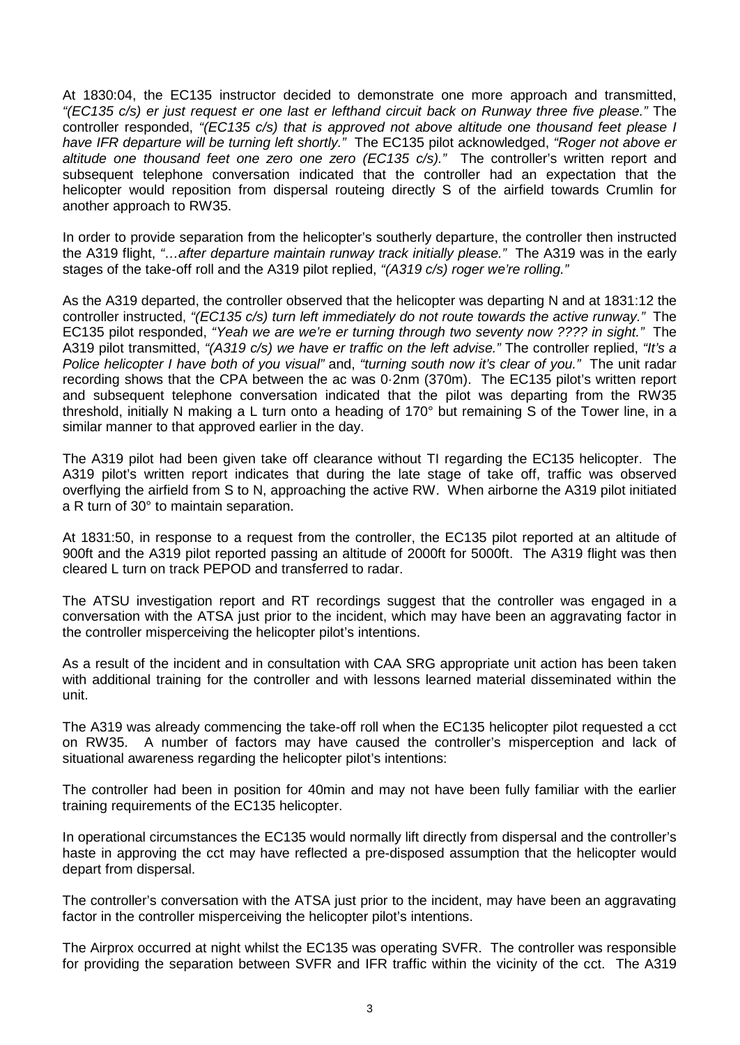At 1830:04, the EC135 instructor decided to demonstrate one more approach and transmitted, *"(EC135 c/s) er just request er one last er lefthand circuit back on Runway three five please."* The controller responded, *"(EC135 c/s) that is approved not above altitude one thousand feet please I have IFR departure will be turning left shortly."* The EC135 pilot acknowledged, *"Roger not above er altitude one thousand feet one zero one zero (EC135 c/s)."* The controller's written report and subsequent telephone conversation indicated that the controller had an expectation that the helicopter would reposition from dispersal routeing directly S of the airfield towards Crumlin for another approach to RW35.

In order to provide separation from the helicopter's southerly departure, the controller then instructed the A319 flight, *"…after departure maintain runway track initially please."* The A319 was in the early stages of the take-off roll and the A319 pilot replied, *"(A319 c/s) roger we're rolling."*

As the A319 departed, the controller observed that the helicopter was departing N and at 1831:12 the controller instructed, *"(EC135 c/s) turn left immediately do not route towards the active runway."* The EC135 pilot responded, *"Yeah we are we're er turning through two seventy now ???? in sight."* The A319 pilot transmitted, *"(A319 c/s) we have er traffic on the left advise."* The controller replied, *"It's a Police helicopter I have both of you visual"* and, *"turning south now it's clear of you."* The unit radar recording shows that the CPA between the ac was 0·2nm (370m). The EC135 pilot's written report and subsequent telephone conversation indicated that the pilot was departing from the RW35 threshold, initially N making a L turn onto a heading of 170° but remaining S of the Tower line, in a similar manner to that approved earlier in the day.

The A319 pilot had been given take off clearance without TI regarding the EC135 helicopter. The A319 pilot's written report indicates that during the late stage of take off, traffic was observed overflying the airfield from S to N, approaching the active RW. When airborne the A319 pilot initiated a R turn of 30° to maintain separation.

At 1831:50, in response to a request from the controller, the EC135 pilot reported at an altitude of 900ft and the A319 pilot reported passing an altitude of 2000ft for 5000ft. The A319 flight was then cleared L turn on track PEPOD and transferred to radar.

The ATSU investigation report and RT recordings suggest that the controller was engaged in a conversation with the ATSA just prior to the incident, which may have been an aggravating factor in the controller misperceiving the helicopter pilot's intentions.

As a result of the incident and in consultation with CAA SRG appropriate unit action has been taken with additional training for the controller and with lessons learned material disseminated within the unit.

The A319 was already commencing the take-off roll when the EC135 helicopter pilot requested a cct on RW35. A number of factors may have caused the controller's misperception and lack of situational awareness regarding the helicopter pilot's intentions:

The controller had been in position for 40min and may not have been fully familiar with the earlier training requirements of the EC135 helicopter.

In operational circumstances the EC135 would normally lift directly from dispersal and the controller's haste in approving the cct may have reflected a pre-disposed assumption that the helicopter would depart from dispersal.

The controller's conversation with the ATSA just prior to the incident, may have been an aggravating factor in the controller misperceiving the helicopter pilot's intentions.

The Airprox occurred at night whilst the EC135 was operating SVFR. The controller was responsible for providing the separation between SVFR and IFR traffic within the vicinity of the cct. The A319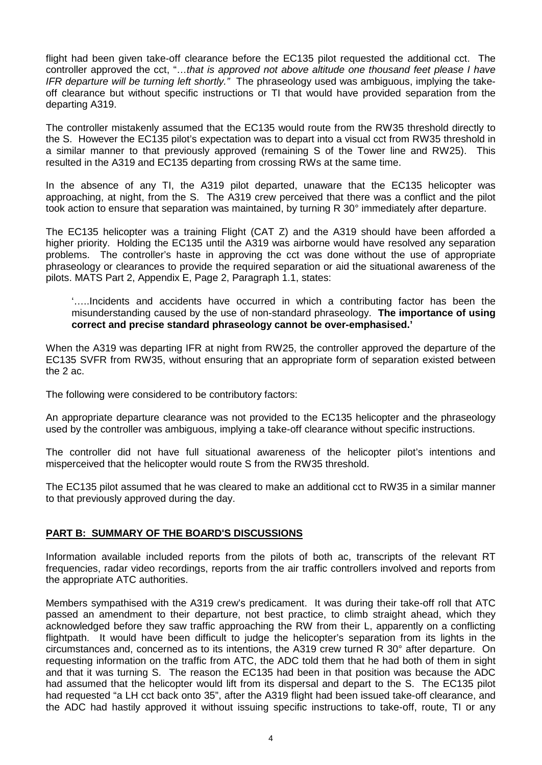flight had been given take-off clearance before the EC135 pilot requested the additional cct. The controller approved the cct, "…*that is approved not above altitude one thousand feet please I have IFR departure will be turning left shortly.*" The phraseology used was ambiguous, implying the take-off clearance but without specific instructions or TI that would have provided separation from the departing A319.

The controller mistakenly assumed that the EC135 would route from the RW35 threshold directly to the S. However the EC135 pilot's expectation was to depart into a visual cct from RW35 threshold in a similar manner to that previously approved (remaining S of the Tower line and RW25). This resulted in the A319 and EC135 departing from crossing RWs at the same time.

In the absence of any TI, the A319 pilot departed, unaware that the EC135 helicopter was approaching, at night, from the S. The A319 crew perceived that there was a conflict and the pilot took action to ensure that separation was maintained, by turning R 30° immediately after departure.

The EC135 helicopter was a training Flight (CAT Z) and the A319 should have been afforded a higher priority. Holding the EC135 until the A319 was airborne would have resolved any separation problems. The controller's haste in approving the cct was done without the use of appropriate phraseology or clearances to provide the required separation or aid the situational awareness of the pilots. MATS Part 2, Appendix E, Page 2, Paragraph 1.1, states:

> '…..Incidents and accidents have occurred in which a contributing factor has been the misunderstanding caused by the use of non-standard phraseology. **The importance of using correct and precise standard phraseology cannot be over-emphasised.**'

When the A319 was departing IFR at night from RW25, the controller approved the departure of the EC135 SVFR from RW35, without ensuring that an appropriate form of separation existed between the 2 ac.

The following were considered to be contributory factors:

An appropriate departure clearance was not provided to the EC135 helicopter and the phraseology used by the controller was ambiguous, implying a take-off clearance without specific instructions.

The controller did not have full situational awareness of the helicopter pilot's intentions and misperceived that the helicopter would route S from the RW35 threshold.

The EC135 pilot assumed that he was cleared to make an additional cct to RW35 in a similar manner to that previously approved during the day.

## PART B: SUMMARY OF THE BOARD'S DISCUSSIONS

Information available included reports from the pilots of both ac, transcripts of the relevant RT frequencies, radar video recordings, reports from the air traffic controllers involved and reports from the appropriate ATC authorities.

Members sympathised with the A319 crew's predicament. It was during their take-off roll that ATC passed an amendment to their departure, not best practice, to climb straight ahead, which they acknowledged before they saw traffic approaching the RW from their L, apparently on a conflicting flightpath. It would have been difficult to judge the helicopter's separation from its lights in the circumstances and, concerned as to its intentions, the A319 crew turned R 30° after departure. On requesting information on the traffic from ATC, the ADC told them that he had both of them in sight and that it was turning S. The reason the EC135 had been in that position was because the ADC had assumed that the helicopter would lift from its dispersal and depart to the S. The EC135 pilot had requested "a LH cct back onto 35", after the A319 flight had been issued take-off clearance, and the ADC had hastily approved it without issuing specific instructions to take-off, route, TI or any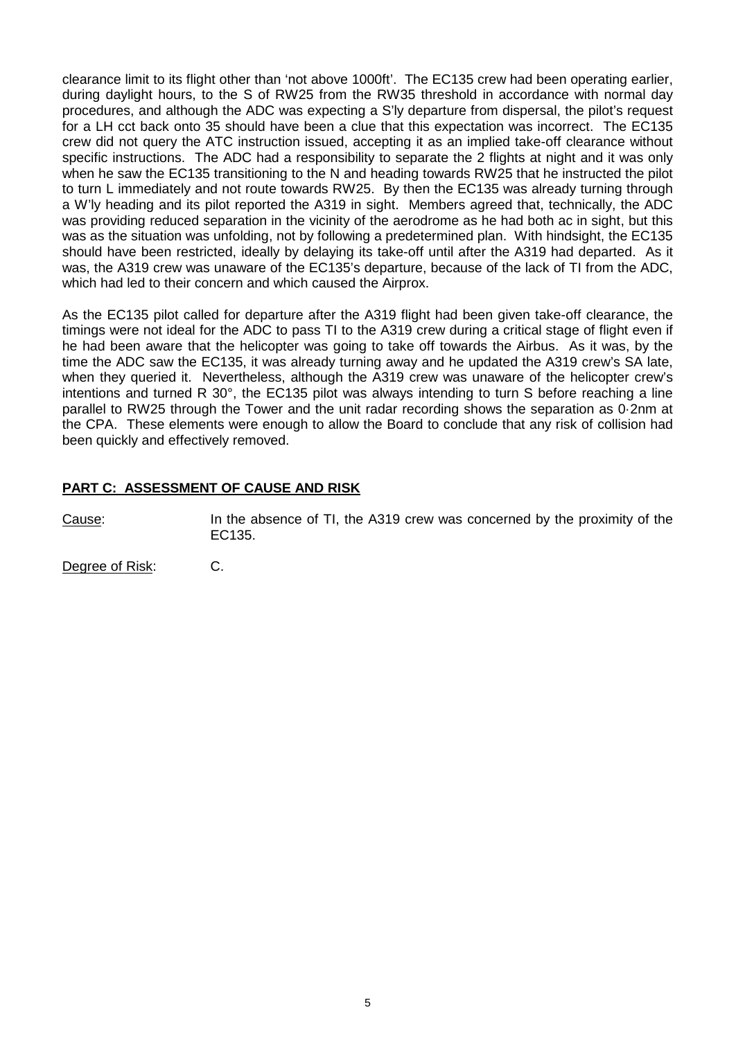clearance limit to its flight other than 'not above 1000ft'. The EC135 crew had been operating earlier, during daylight hours, to the S of RW25 from the RW35 threshold in accordance with normal day procedures, and although the ADC was expecting a S'ly departure from dispersal, the pilot's request for a LH cct back onto 35 should have been a clue that this expectation was incorrect. The EC135 crew did not query the ATC instruction issued, accepting it as an implied take-off clearance without specific instructions. The ADC had a responsibility to separate the 2 flights at night and it was only when he saw the EC135 transitioning to the N and heading towards RW25 that he instructed the pilot to turn L immediately and not route towards RW25. By then the EC135 was already turning through a W'ly heading and its pilot reported the A319 in sight. Members agreed that, technically, the ADC was providing reduced separation in the vicinity of the aerodrome as he had both ac in sight, but this was as the situation was unfolding, not by following a predetermined plan. With hindsight, the EC135 should have been restricted, ideally by delaying its take-off until after the A319 had departed. As it was, the A319 crew was unaware of the EC135's departure, because of the lack of TI from the ADC, which had led to their concern and which caused the Airprox.

As the EC135 pilot called for departure after the A319 flight had been given take-off clearance, the timings were not ideal for the ADC to pass TI to the A319 crew during a critical stage of flight even if he had been aware that the helicopter was going to take off towards the Airbus. As it was, by the time the ADC saw the EC135, it was already turning away and he updated the A319 crew's SA late, when they queried it. Nevertheless, although the A319 crew was unaware of the helicopter crew's intentions and turned R 30°, the EC135 pilot was always intending to turn S before reaching a line parallel to RW25 through the Tower and the unit radar recording shows the separation as 0·2nm at the CPA. These elements were enough to allow the Board to conclude that any risk of collision had been quickly and effectively removed.

## PART C: ASSESSMENT OF CAUSE AND RISK

Cause: In the absence of TI, the A319 crew was concerned by the proximity of the EC135.

Degree of Risk: C.